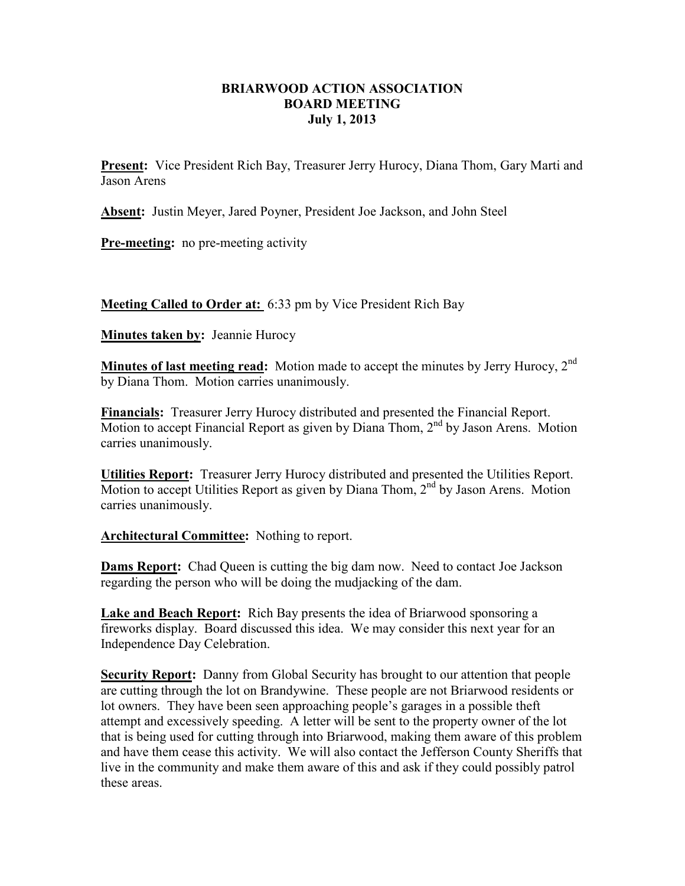# BRIARWOOD ACTION ASSOCIATION
## BOARD MEETING
### July 1, 2013

**Present:** Vice President Rich Bay, Treasurer Jerry Hurocy, Diana Thom, Gary Marti and Jason Arens

**Absent:** Justin Meyer, Jared Poyner, President Joe Jackson, and John Steel

**Pre-meeting:** no pre-meeting activity

**Meeting Called to Order at:** 6:33 pm by Vice President Rich Bay

**Minutes taken by:** Jeannie Hurocy

**Minutes of last meeting read:** Motion made to accept the minutes by Jerry Hurocy, 2nd by Diana Thom. Motion carries unanimously.

**Financials:** Treasurer Jerry Hurocy distributed and presented the Financial Report. Motion to accept Financial Report as given by Diana Thom, 2nd by Jason Arens. Motion carries unanimously.

**Utilities Report:** Treasurer Jerry Hurocy distributed and presented the Utilities Report. Motion to accept Utilities Report as given by Diana Thom, 2nd by Jason Arens. Motion carries unanimously.

**Architectural Committee:** Nothing to report.

**Dams Report:** Chad Queen is cutting the big dam now. Need to contact Joe Jackson regarding the person who will be doing the mudjacking of the dam.

**Lake and Beach Report:** Rich Bay presents the idea of Briarwood sponsoring a fireworks display. Board discussed this idea. We may consider this next year for an Independence Day Celebration.

**Security Report:** Danny from Global Security has brought to our attention that people are cutting through the lot on Brandywine. These people are not Briarwood residents or lot owners. They have been seen approaching people's garages in a possible theft attempt and excessively speeding. A letter will be sent to the property owner of the lot that is being used for cutting through into Briarwood, making them aware of this problem and have them cease this activity. We will also contact the Jefferson County Sheriffs that live in the community and make them aware of this and ask if they could possibly patrol these areas.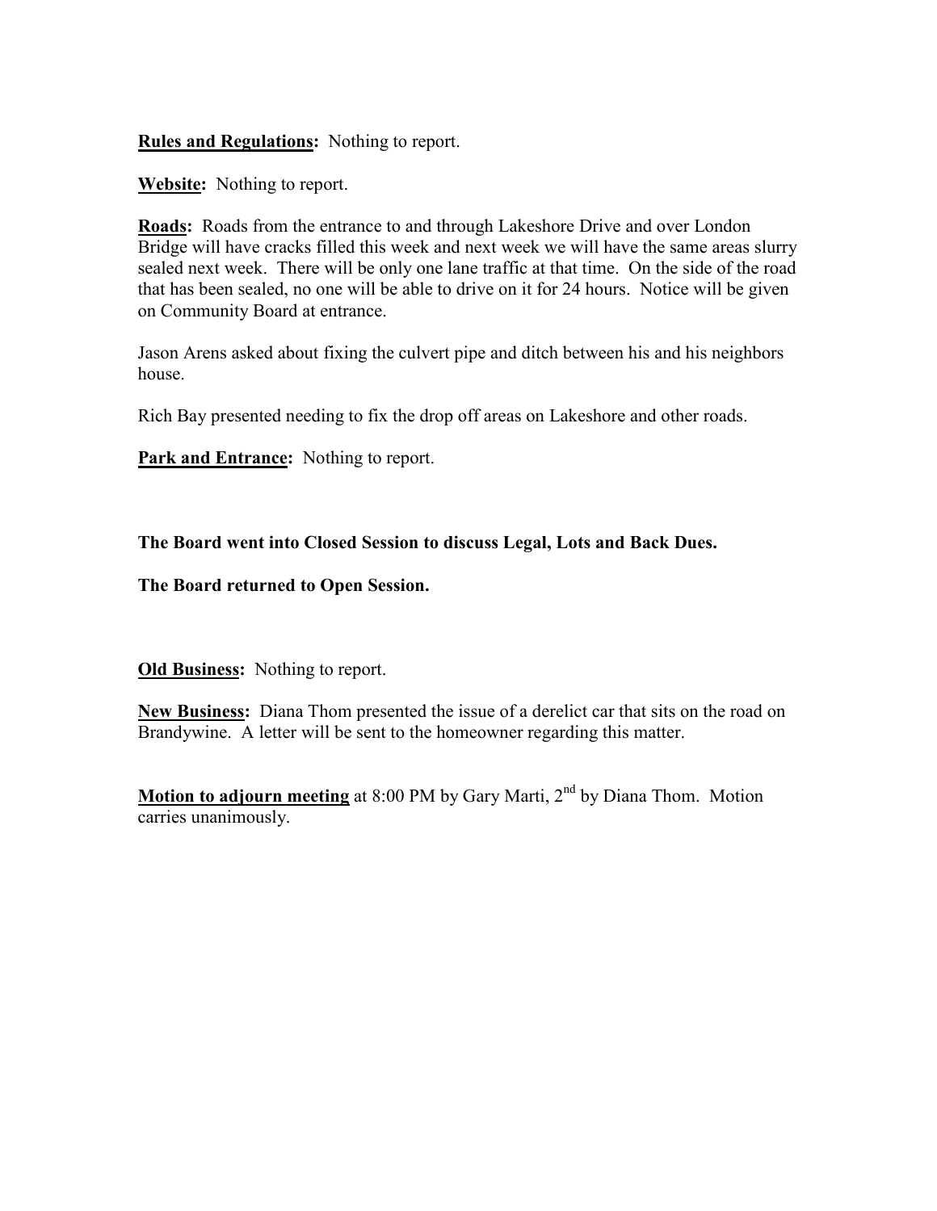**Rules and Regulations:** Nothing to report.

**Website:** Nothing to report.

**Roads:** Roads from the entrance to and through Lakeshore Drive and over London Bridge will have cracks filled this week and next week we will have the same areas slurry sealed next week. There will be only one lane traffic at that time. On the side of the road that has been sealed, no one will be able to drive on it for 24 hours. Notice will be given on Community Board at entrance.

Jason Arens asked about fixing the culvert pipe and ditch between his and his neighbors house.

Rich Bay presented needing to fix the drop off areas on Lakeshore and other roads.

**Park and Entrance:** Nothing to report.

**The Board went into Closed Session to discuss Legal, Lots and Back Dues.**

**The Board returned to Open Session.**

**Old Business:** Nothing to report.

**New Business:** Diana Thom presented the issue of a derelict car that sits on the road on Brandywine. A letter will be sent to the homeowner regarding this matter.

**Motion to adjourn meeting** at 8:00 PM by Gary Marti, 2nd by Diana Thom. Motion carries unanimously.